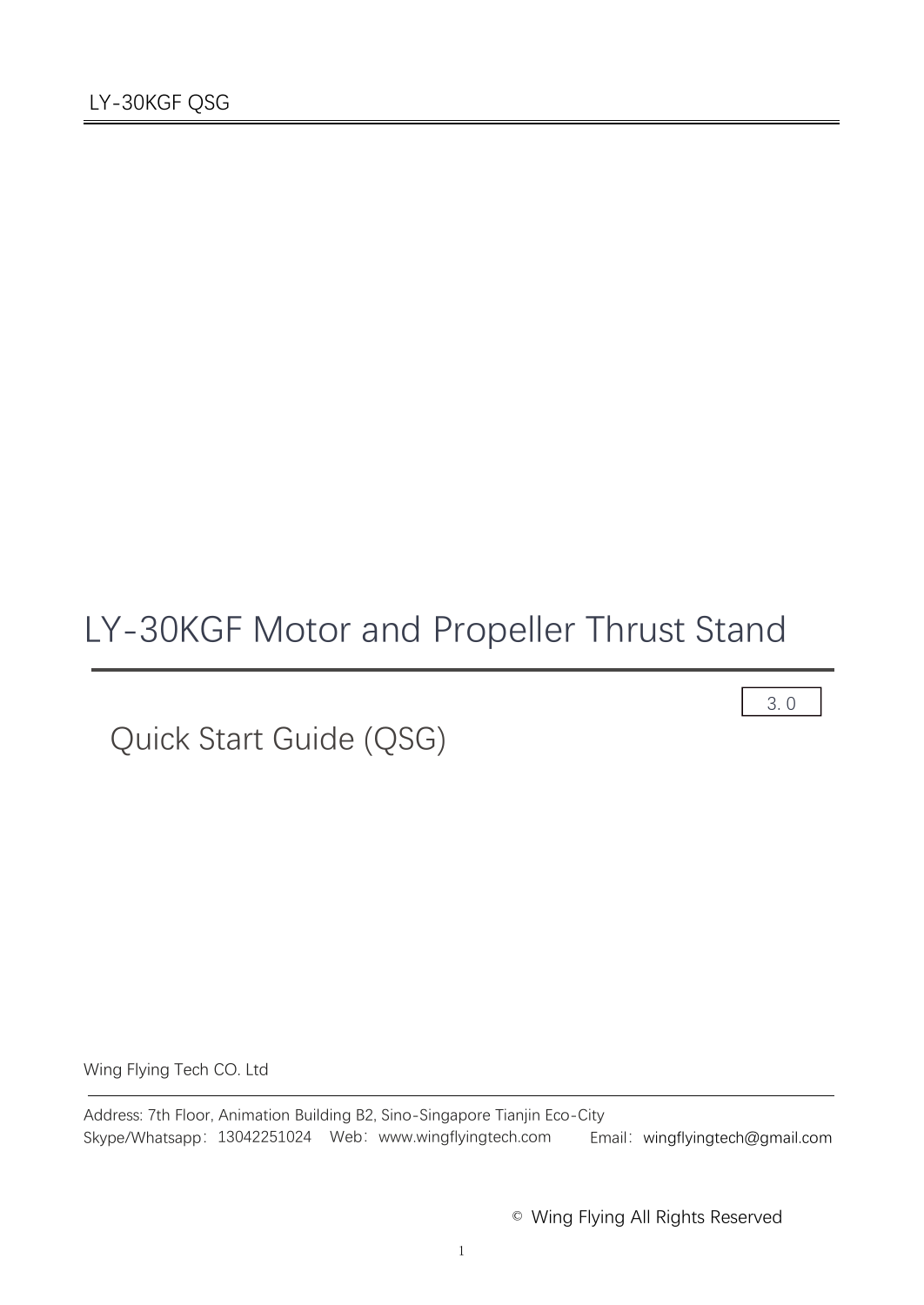# LY-30KGF Motor and Propeller Thrust Stand

3.0

## Quick Start Guide (QSG)

Wing Flying Tech CO. Ltd

Address: 7th Floor, Animation Building B2, Sino-Singapore Tianjin Eco-City

Skype/Whatsapp：13042251024 Web：www.wingflyingtech.com Email：wingflyingtech@gmail.com

© Wing Flying All Rights Reserved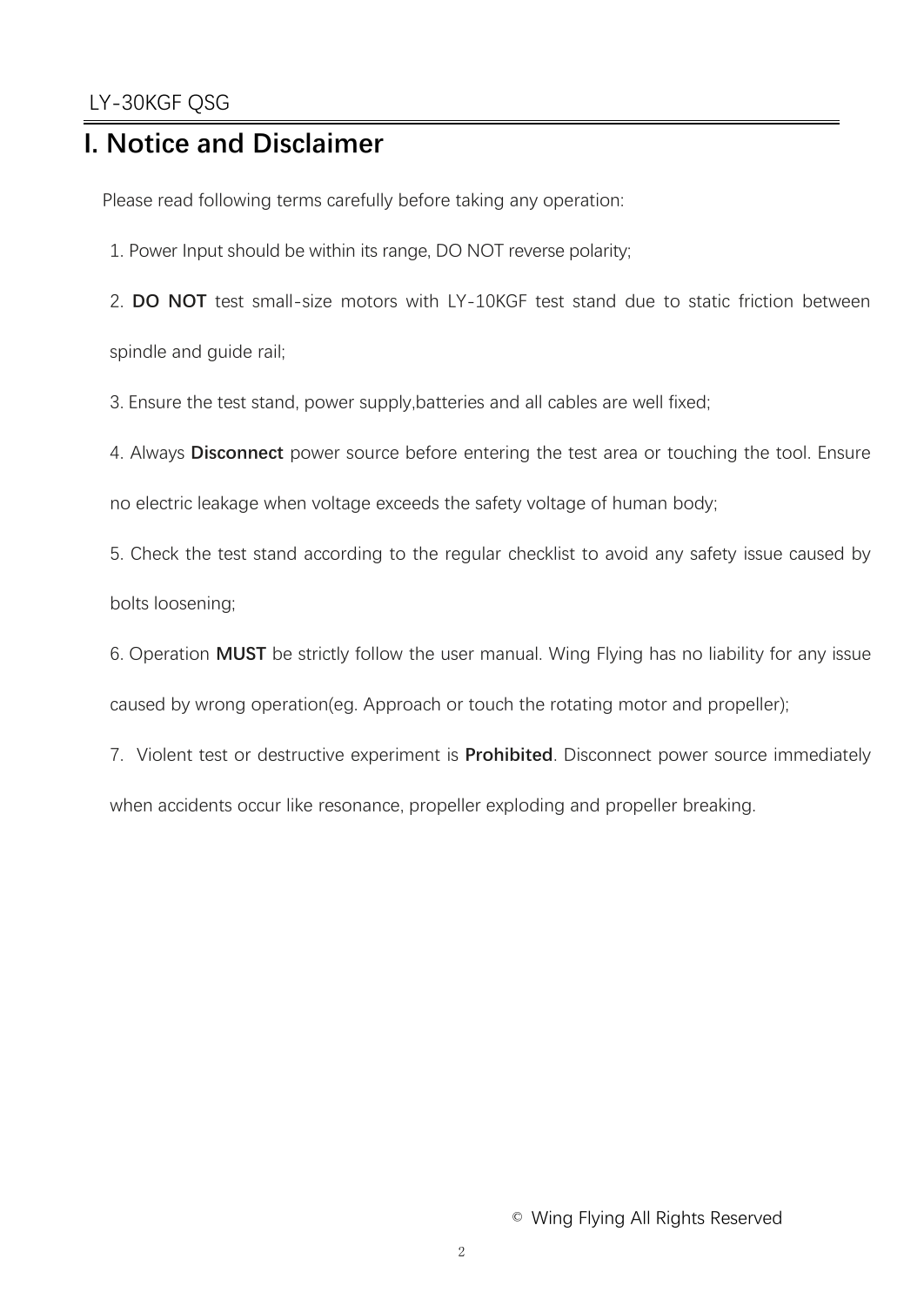# I. Notice and Disclaimer

Please read following terms carefully before taking any operation:

1. Power Input should be within its range, DO NOT reverse polarity;
2. **DO NOT** test small-size motors with LY-10KGF test stand due to static friction between spindle and guide rail;
3. Ensure the test stand, power supply,batteries and all cables are well fixed;
4. Always **Disconnect** power source before entering the test area or touching the tool. Ensure no electric leakage when voltage exceeds the safety voltage of human body;
5. Check the test stand according to the regular checklist to avoid any safety issue caused by bolts loosening;
6. Operation **MUST** be strictly follow the user manual. Wing Flying has no liability for any issue caused by wrong operation(eg. Approach or touch the rotating motor and propeller);
7. Violent test or destructive experiment is **Prohibited**. Disconnect power source immediately when accidents occur like resonance, propeller exploding and propeller breaking.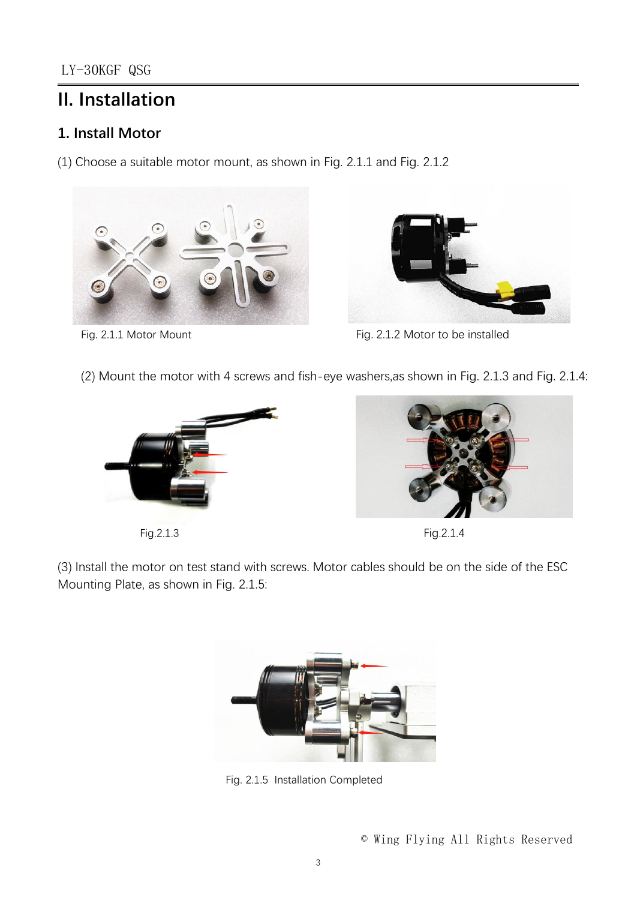# II. Installation

## 1. Install Motor

(1) Choose a suitable motor mount, as shown in Fig. 2.1.1 and Fig. 2.1.2

Fig. 2.1.1 Motor Mount

Fig. 2.1.2 Motor to be installed

(2) Mount the motor with 4 screws and fish-eye washers,as shown in Fig. 2.1.3 and Fig. 2.1.4:

Fig.2.1.3

Fig.2.1.4

(3) Install the motor on test stand with screws. Motor cables should be on the side of the ESC Mounting Plate, as shown in Fig. 2.1.5:

Fig. 2.1.5 Installation Completed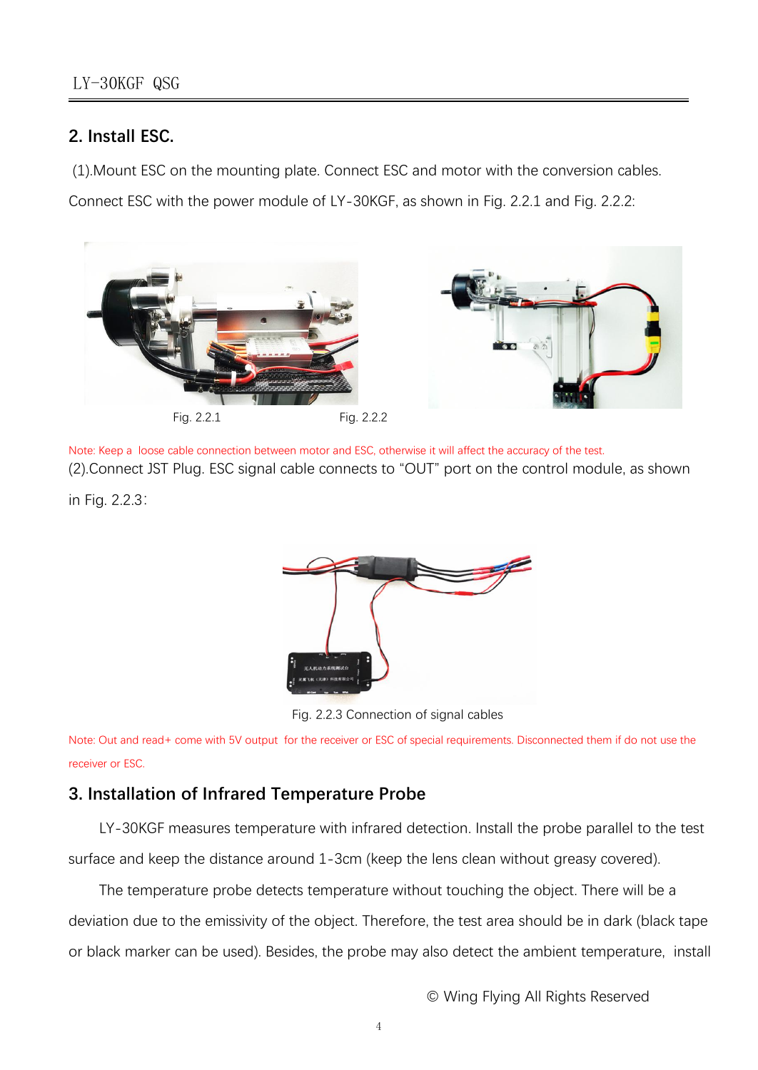## 2. Install ESC.

(1).Mount ESC on the mounting plate. Connect ESC and motor with the conversion cables. Connect ESC with the power module of LY-30KGF, as shown in Fig. 2.2.1 and Fig. 2.2.2:

Fig. 2.2.1 Fig. 2.2.2

Note: Keep a loose cable connection between motor and ESC, otherwise it will affect the accuracy of the test.

(2).Connect JST Plug. ESC signal cable connects to “OUT” port on the control module, as shown in Fig. 2.2.3:

Fig. 2.2.3 Connection of signal cables

Note: Out and read+ come with 5V output for the receiver or ESC of special requirements. Disconnected them if do not use the receiver or ESC.

## 3. Installation of Infrared Temperature Probe

LY-30KGF measures temperature with infrared detection. Install the probe parallel to the test surface and keep the distance around 1-3cm (keep the lens clean without greasy covered).

The temperature probe detects temperature without touching the object. There will be a deviation due to the emissivity of the object. Therefore, the test area should be in dark (black tape or black marker can be used). Besides, the probe may also detect the ambient temperature, install

© Wing Flying All Rights Reserved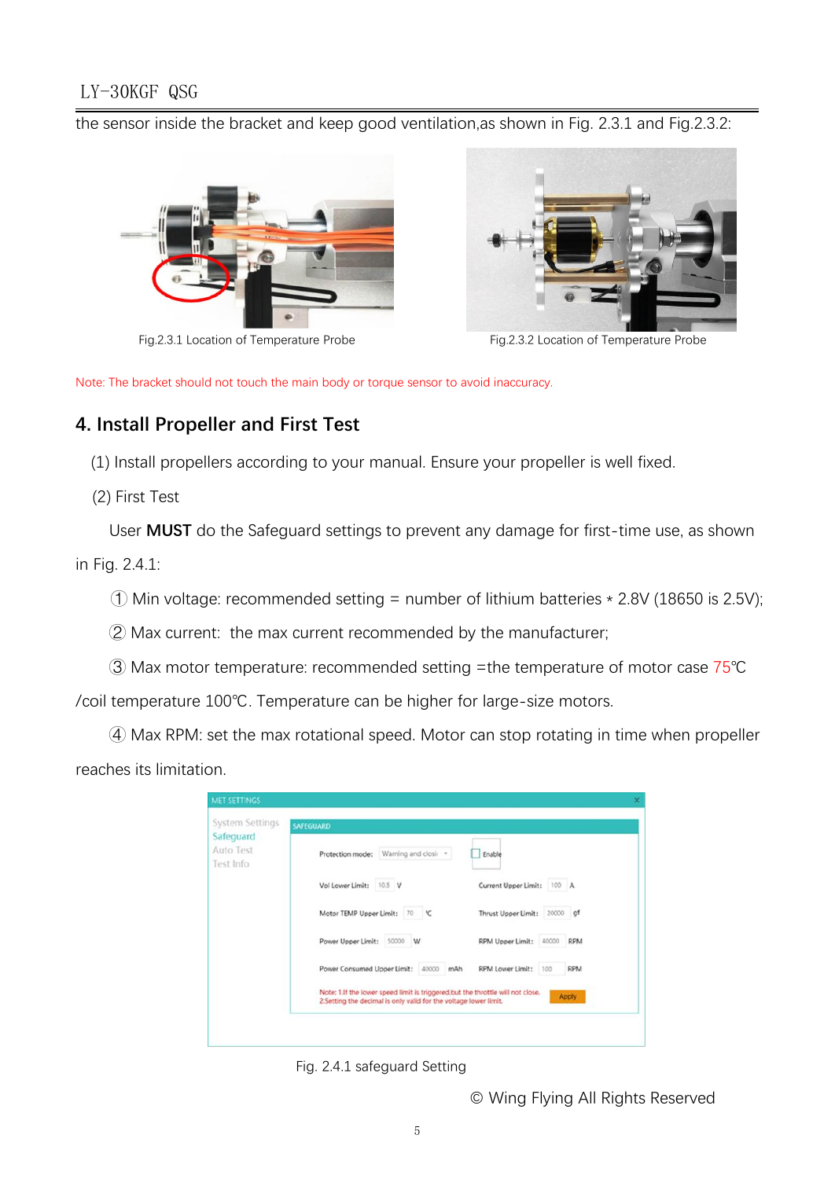the sensor inside the bracket and keep good ventilation,as shown in Fig. 2.3.1 and Fig.2.3.2:

Fig.2.3.1 Location of Temperature Probe

Fig.2.3.2 Location of Temperature Probe

Note: The bracket should not touch the main body or torque sensor to avoid inaccuracy.

## 4. Install Propeller and First Test

(1) Install propellers according to your manual. Ensure your propeller is well fixed.

(2) First Test

User **MUST** do the Safeguard settings to prevent any damage for first-time use, as shown in Fig. 2.4.1:

① Min voltage: recommended setting = number of lithium batteries * 2.8V (18650 is 2.5V);

② Max current: the max current recommended by the manufacturer;

③ Max motor temperature: recommended setting =the temperature of motor case 75℃ /coil temperature 100℃. Temperature can be higher for large-size motors.

④ Max RPM: set the max rotational speed. Motor can stop rotating in time when propeller reaches its limitation.

Fig. 2.4.1 safeguard Setting

© Wing Flying All Rights Reserved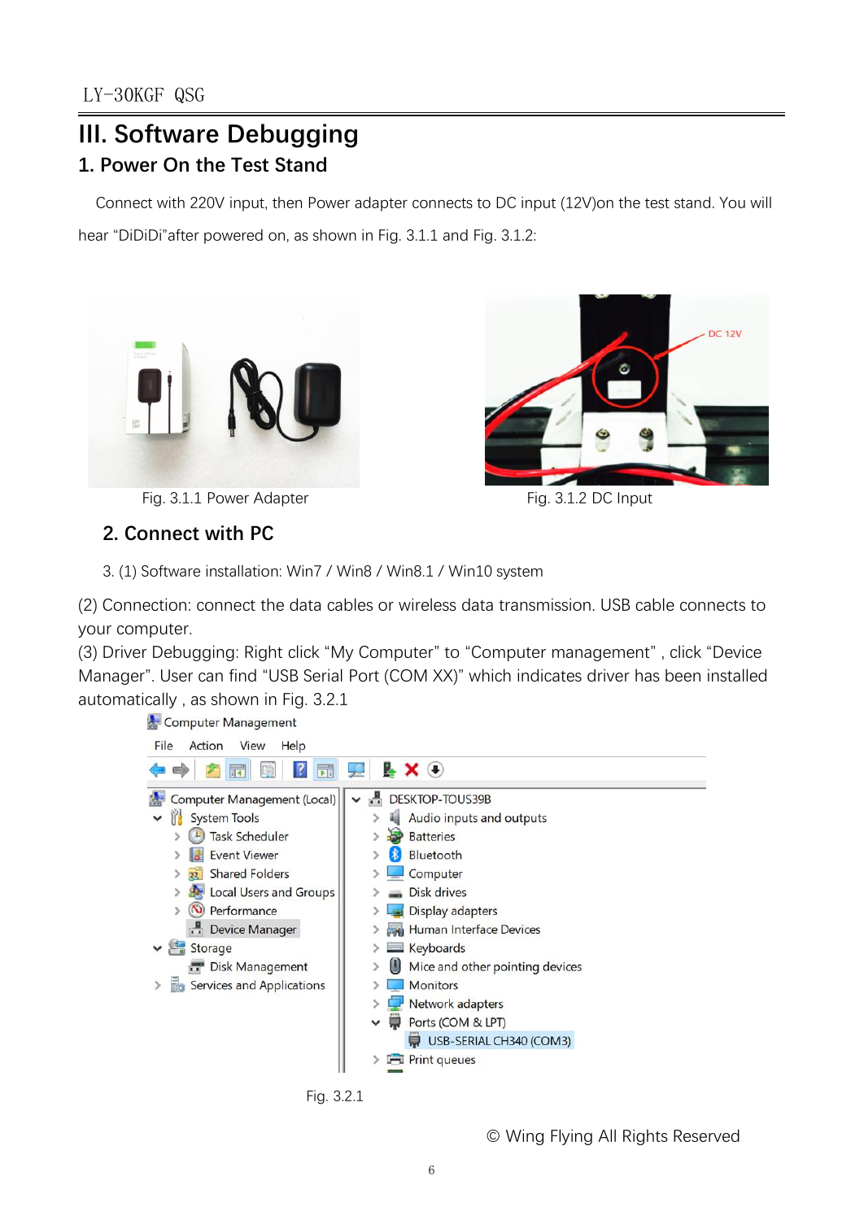# III. Software Debugging

## 1. Power On the Test Stand

Connect with 220V input, then Power adapter connects to DC input (12V)on the test stand. You will hear "DiDiDi"after powered on, as shown in Fig. 3.1.1 and Fig. 3.1.2:

Fig. 3.1.1 Power Adapter

Fig. 3.1.2 DC Input

## 2. Connect with PC

3. (1) Software installation: Win7 / Win8 / Win8.1 / Win10 system

(2) Connection: connect the data cables or wireless data transmission. USB cable connects to your computer.

(3) Driver Debugging: Right click "My Computer" to "Computer management" , click "Device Manager". User can find "USB Serial Port (COM XX)" which indicates driver has been installed automatically , as shown in Fig. 3.2.1

Fig. 3.2.1

© Wing Flying All Rights Reserved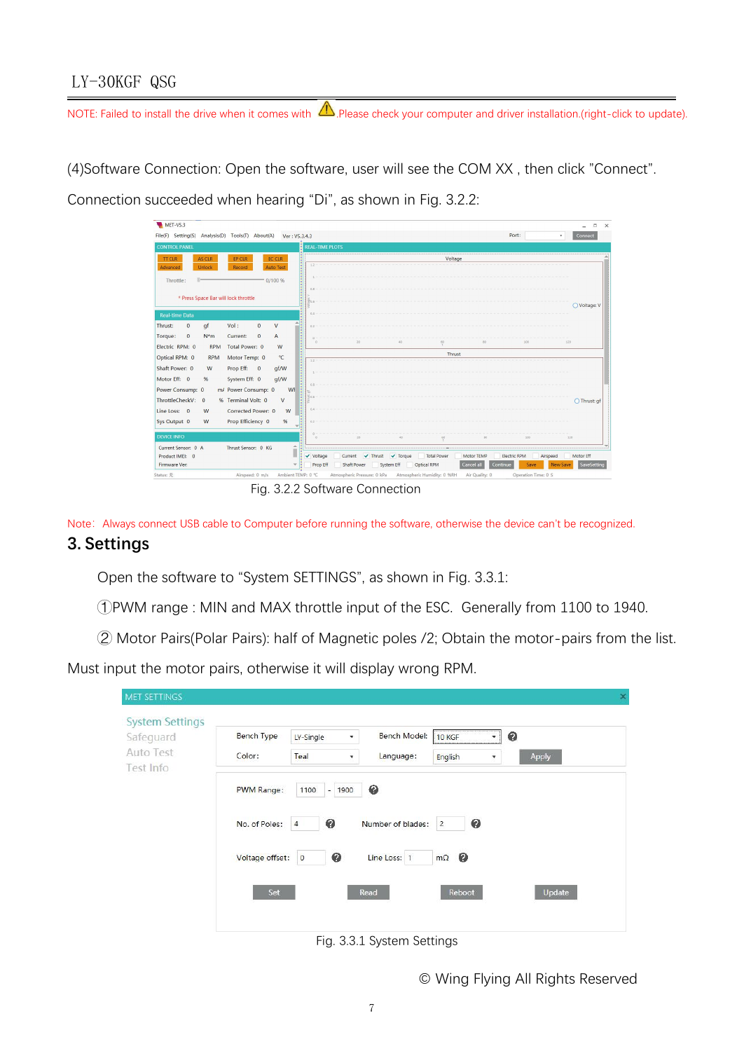NOTE: Failed to install the drive when it comes with ⚠ Please check your computer and driver installation.(right-click to update).

(4)Software Connection: Open the software, user will see the COM XX , then click "Connect". Connection succeeded when hearing "Di", as shown in Fig. 3.2.2:

Fig. 3.2.2 Software Connection

Note: Always connect USB cable to Computer before running the software, otherwise the device can't be recognized.

## 3. Settings

Open the software to "System SETTINGS", as shown in Fig. 3.3.1:

①PWM range : MIN and MAX throttle input of the ESC. Generally from 1100 to 1940.

② Motor Pairs(Polar Pairs): half of Magnetic poles /2; Obtain the motor-pairs from the list. Must input the motor pairs, otherwise it will display wrong RPM.

Fig. 3.3.1 System Settings

© Wing Flying All Rights Reserved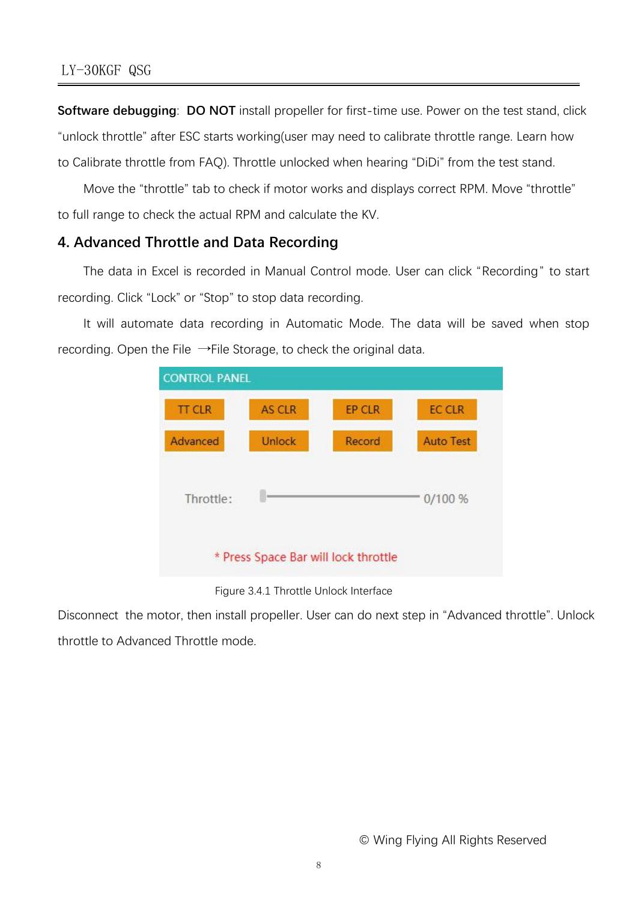**Software debugging**: **DO NOT** install propeller for first-time use. Power on the test stand, click “unlock throttle” after ESC starts working(user may need to calibrate throttle range. Learn how to Calibrate throttle from FAQ). Throttle unlocked when hearing “DiDi” from the test stand.

Move the “throttle” tab to check if motor works and displays correct RPM. Move “throttle” to full range to check the actual RPM and calculate the KV.

## 4. Advanced Throttle and Data Recording

The data in Excel is recorded in Manual Control mode. User can click “Recording” to start recording. Click “Lock” or “Stop” to stop data recording.

It will automate data recording in Automatic Mode. The data will be saved when stop recording. Open the File →File Storage, to check the original data.

CONTROL PANEL

| TT CLR | AS CLR | EP CLR | EC CLR |
|---|---|---|---|
| Advanced | Unlock | Record | Auto Test |

Throttle: 0/100 %

* Press Space Bar will lock throttle

Figure 3.4.1 Throttle Unlock Interface

Disconnect the motor, then install propeller. User can do next step in “Advanced throttle”. Unlock throttle to Advanced Throttle mode.

© Wing Flying All Rights Reserved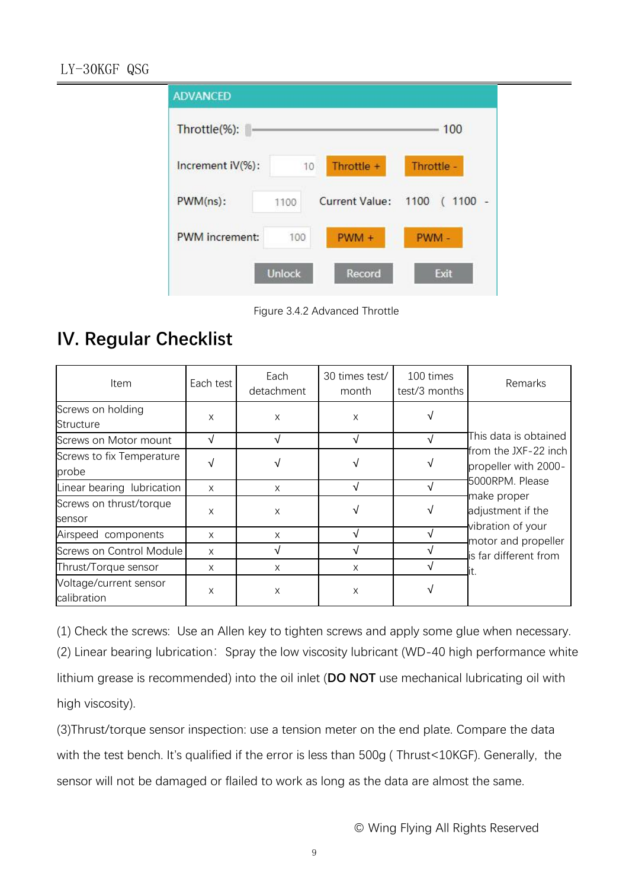ADVANCED

Throttle(%): 100

Increment iV(%): 10 Throttle + Throttle -

PWM(ns): 1100 Current Value: 1100 ( 1100 -

PWM increment: 100 PWM + PWM -

Unlock Record Exit

Figure 3.4.2 Advanced Throttle

# IV. Regular Checklist

| Item | Each test | Each detachment | 30 times test/ month | 100 times test/3 months | Remarks |
|---|---|---|---|---|---|
| Screws on holding Structure | x | x | x | √ | This data is obtained from the JXF-22 inch propeller with 2000-5000RPM. Please make proper adjustment if the vibration of your motor and propeller is far different from it. |
| Screws on Motor mount | √ | √ | √ | √ | |
| Screws to fix Temperature probe | √ | √ | √ | √ | |
| Linear bearing lubrication | x | x | √ | √ | |
| Screws on thrust/torque sensor | x | x | √ | √ | |
| Airspeed components | x | x | √ | √ | |
| Screws on Control Module | x | √ | √ | √ | |
| Thrust/Torque sensor | x | x | x | √ | |
| Voltage/current sensor calibration | x | x | x | √ | |

(1) Check the screws: Use an Allen key to tighten screws and apply some glue when necessary.

(2) Linear bearing lubrication: Spray the low viscosity lubricant (WD-40 high performance white lithium grease is recommended) into the oil inlet (**DO NOT** use mechanical lubricating oil with high viscosity).

(3)Thrust/torque sensor inspection: use a tension meter on the end plate. Compare the data with the test bench. It's qualified if the error is less than 500g ( Thrust<10KGF). Generally, the sensor will not be damaged or flailed to work as long as the data are almost the same.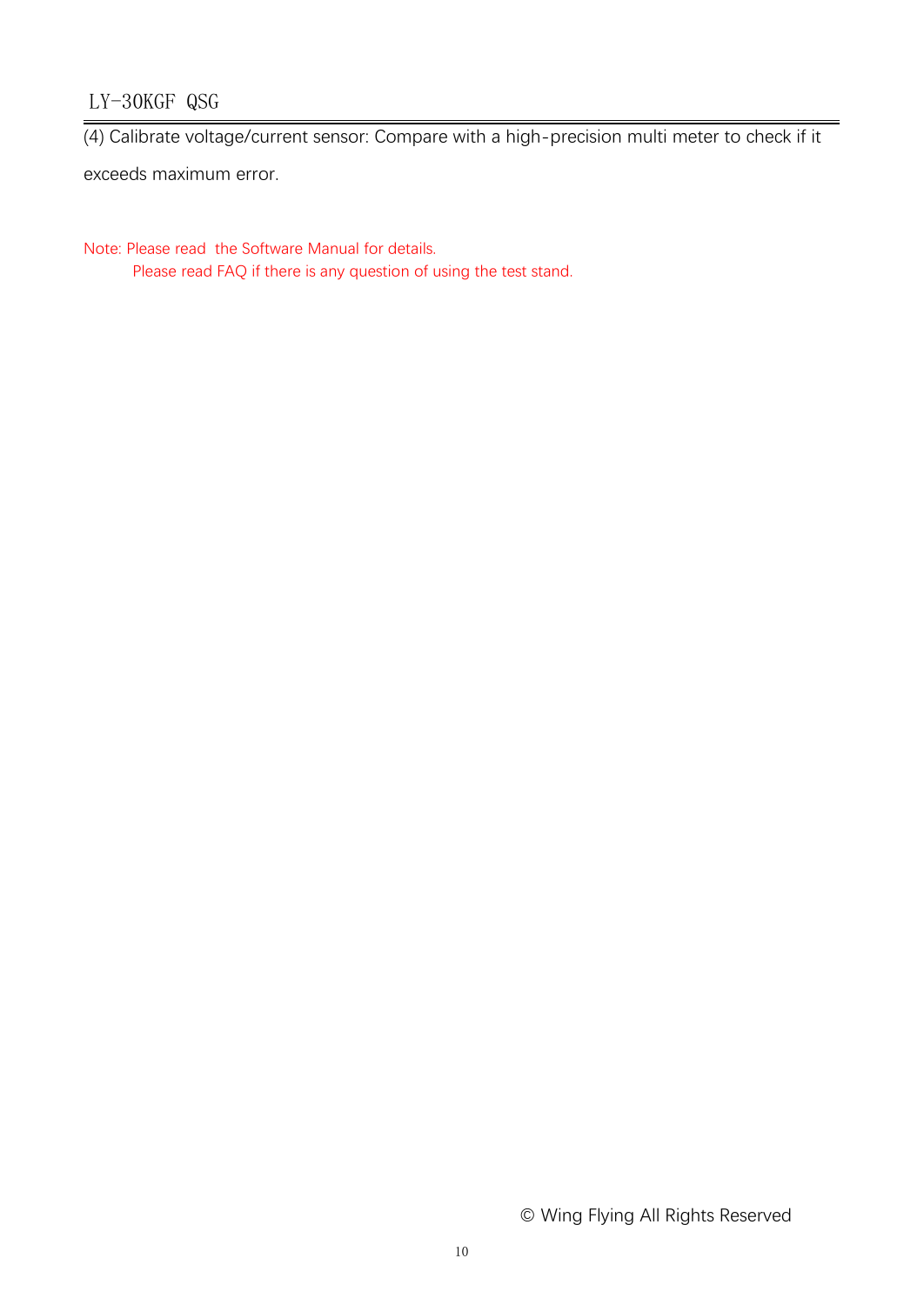(4) Calibrate voltage/current sensor: Compare with a high-precision multi meter to check if it exceeds maximum error.

Note: Please read the Software Manual for details.
Please read FAQ if there is any question of using the test stand.

© Wing Flying All Rights Reserved